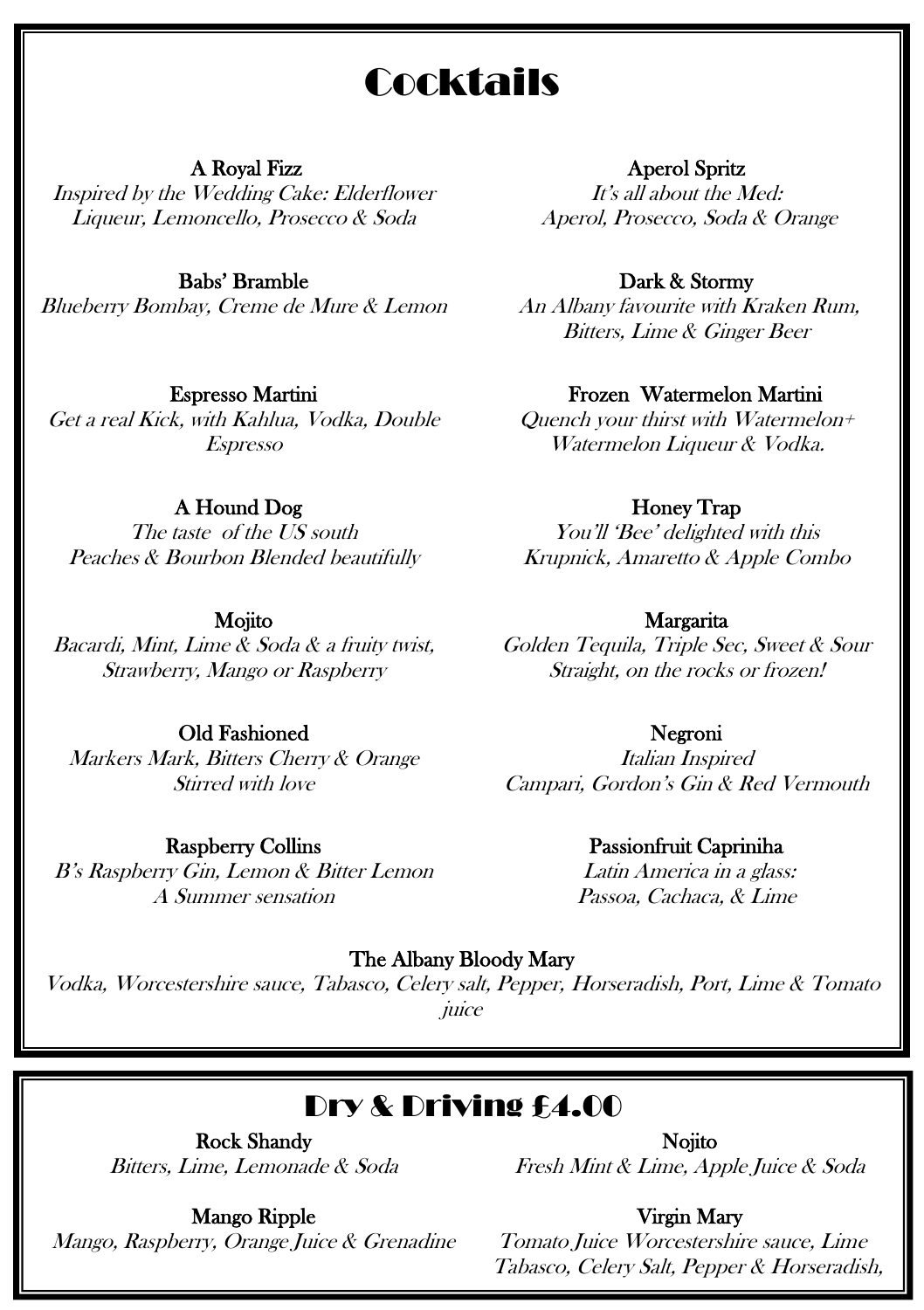# Cocktails

**A Royal Fizz**
*Inspired by the Wedding Cake: Elderflower Liqueur, Lemoncello, Prosecco & Soda*

**Aperol Spritz**
*It's all about the Med: Aperol, Prosecco, Soda & Orange*

**Babs' Bramble**
*Blueberry Bombay, Creme de Mure & Lemon*

**Dark & Stormy**
*An Albany favourite with Kraken Rum, Bitters, Lime & Ginger Beer*

**Espresso Martini**
*Get a real Kick, with Kahlua, Vodka, Double Espresso*

**Frozen Watermelon Martini**
*Quench your thirst with Watermelon+ Watermelon Liqueur & Vodka.*

**A Hound Dog**
*The taste of the US south Peaches & Bourbon Blended beautifully*

**Honey Trap**
*You'll 'Bee' delighted with this Krupnick, Amaretto & Apple Combo*

**Mojito**
*Bacardi, Mint, Lime & Soda & a fruity twist, Strawberry, Mango or Raspberry*

**Margarita**
*Golden Tequila, Triple Sec, Sweet & Sour Straight, on the rocks or frozen!*

**Old Fashioned**
*Markers Mark, Bitters Cherry & Orange Stirred with love*

**Negroni**
*Italian Inspired Campari, Gordon's Gin & Red Vermouth*

**Raspberry Collins**
*B's Raspberry Gin, Lemon & Bitter Lemon A Summer sensation*

**Passionfruit Capriniha**
*Latin America in a glass: Passoa, Cachaca, & Lime*

**The Albany Bloody Mary**
*Vodka, Worcestershire sauce, Tabasco, Celery salt, Pepper, Horseradish, Port, Lime & Tomato juice*

## Dry & Driving £4.00

**Rock Shandy**
*Bitters, Lime, Lemonade & Soda*

**Nojito**
*Fresh Mint & Lime, Apple Juice & Soda*

**Mango Ripple**
*Mango, Raspberry, Orange Juice & Grenadine*

**Virgin Mary**
*Tomato Juice Worcestershire sauce, Lime Tabasco, Celery Salt, Pepper & Horseradish,*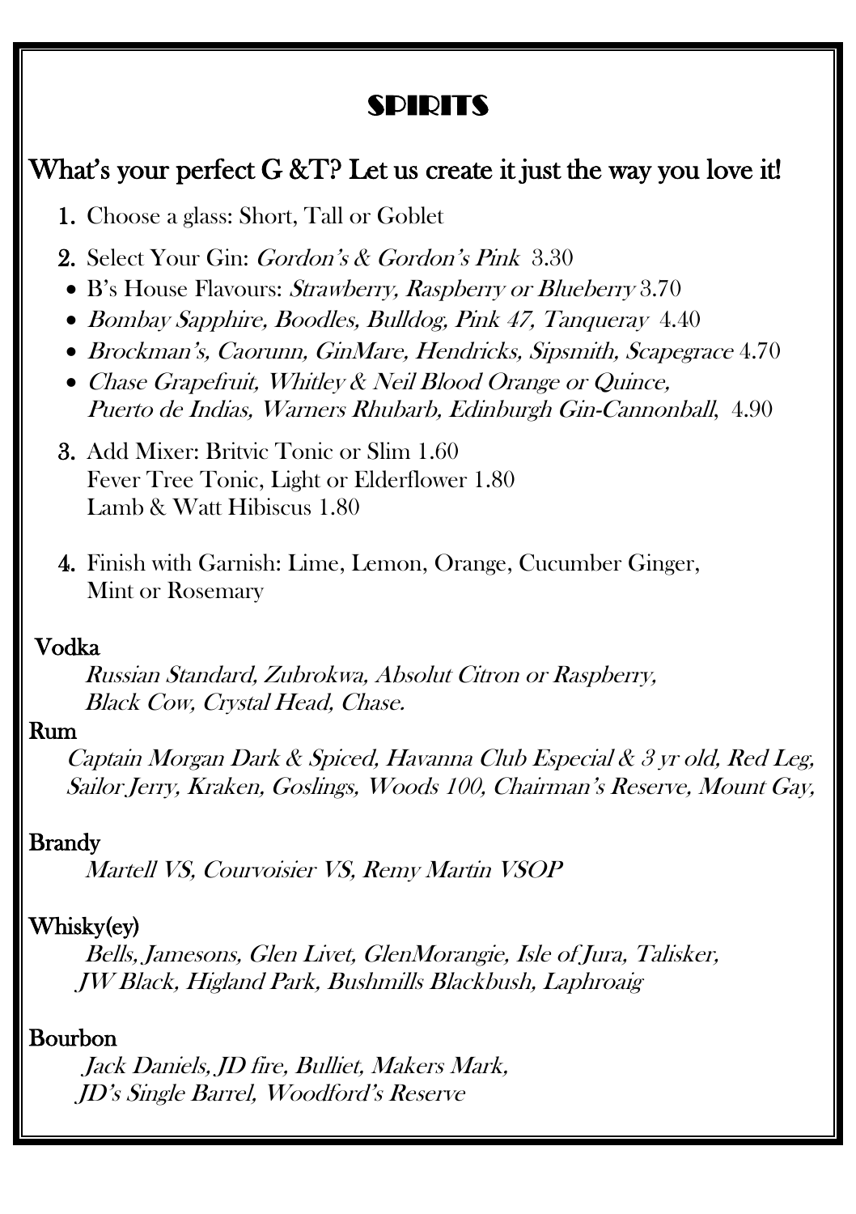# SPIRITS

## What's your perfect G &T? Let us create it just the way you love it!

1. Choose a glass: Short, Tall or Goblet
2. Select Your Gin: *Gordon's & Gordon's Pink* 3.30
   - B's House Flavours: *Strawberry, Raspberry or Blueberry* 3.70
   - *Bombay Sapphire, Boodles, Bulldog, Pink 47, Tanqueray* 4.40
   - *Brockman's, Caorunn, GinMare, Hendricks, Sipsmith, Scapegrace* 4.70
   - *Chase Grapefruit, Whitley & Neil Blood Orange or Quince, Puerto de Indias, Warners Rhubarb, Edinburgh Gin-Cannonball*, 4.90
3. Add Mixer: Britvic Tonic or Slim 1.60
   Fever Tree Tonic, Light or Elderflower 1.80
   Lamb & Watt Hibiscus 1.80
4. Finish with Garnish: Lime, Lemon, Orange, Cucumber Ginger, Mint or Rosemary

**Vodka**

*Russian Standard, Zubrokwa, Absolut Citron or Raspberry, Black Cow, Crystal Head, Chase.*

**Rum**

*Captain Morgan Dark & Spiced, Havanna Club Especial & 3 yr old, Red Leg, Sailor Jerry, Kraken, Goslings, Woods 100, Chairman's Reserve, Mount Gay,*

**Brandy**

*Martell VS, Courvoisier VS, Remy Martin VSOP*

**Whisky(ey)**

*Bells, Jamesons, Glen Livet, GlenMorangie, Isle of Jura, Talisker, JW Black, Higland Park, Bushmills Blackbush, Laphroaig*

**Bourbon**

*Jack Daniels, JD fire, Bulliet, Makers Mark, JD's Single Barrel, Woodford's Reserve*